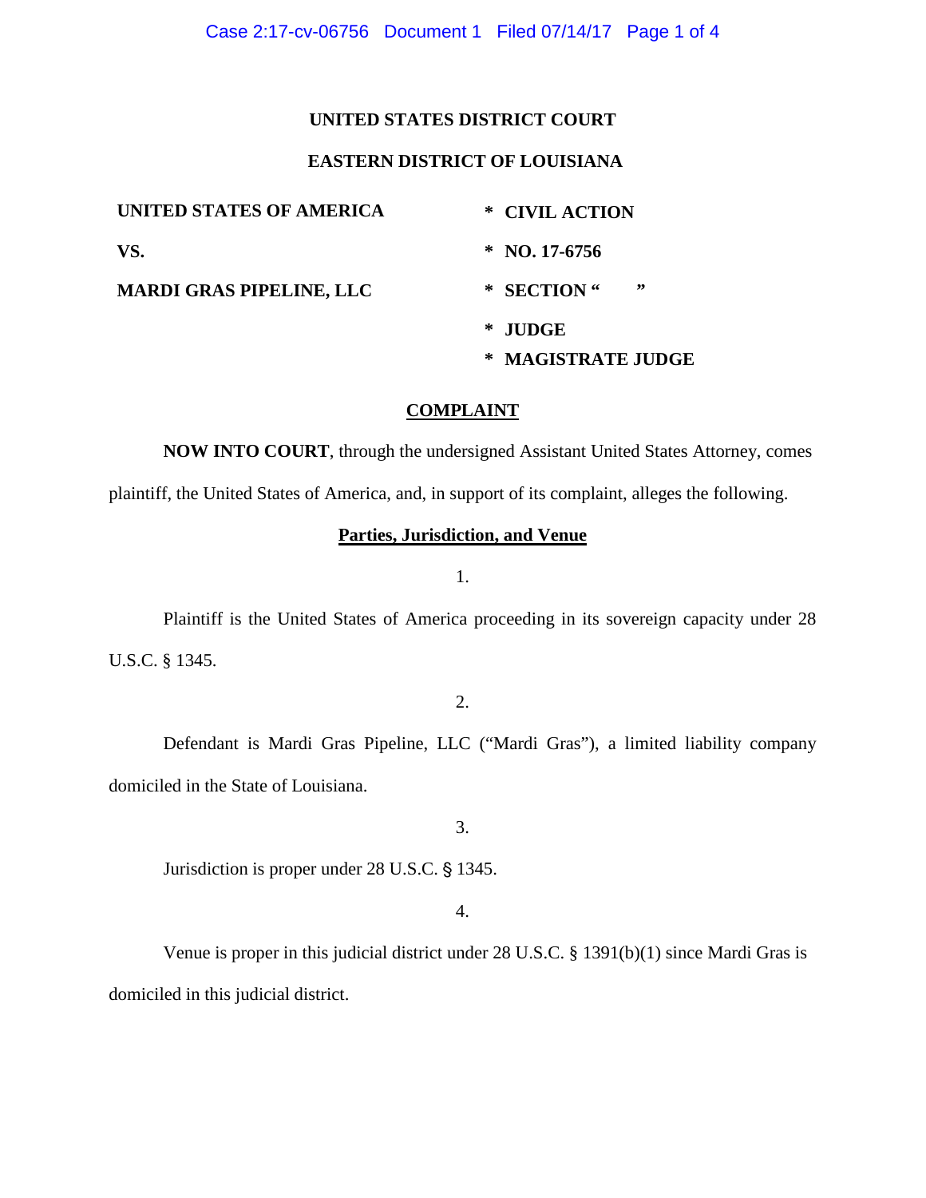**UNITED STATES DISTRICT COURT**

**EASTERN DISTRICT OF LOUISIANA**

| | |
|---|---|
| **UNITED STATES OF AMERICA** | * **CIVIL ACTION** |
| **VS.** | * **NO. 17-6756** |
| **MARDI GRAS PIPELINE, LLC** | * **SECTION " "** |
| | * **JUDGE** |
| | * **MAGISTRATE JUDGE** |

## COMPLAINT

**NOW INTO COURT**, through the undersigned Assistant United States Attorney, comes plaintiff, the United States of America, and, in support of its complaint, alleges the following.

### Parties, Jurisdiction, and Venue

1.

Plaintiff is the United States of America proceeding in its sovereign capacity under 28 U.S.C. § 1345.

2.

Defendant is Mardi Gras Pipeline, LLC ("Mardi Gras"), a limited liability company domiciled in the State of Louisiana.

3.

Jurisdiction is proper under 28 U.S.C. § 1345.

4.

Venue is proper in this judicial district under 28 U.S.C. § 1391(b)(1) since Mardi Gras is domiciled in this judicial district.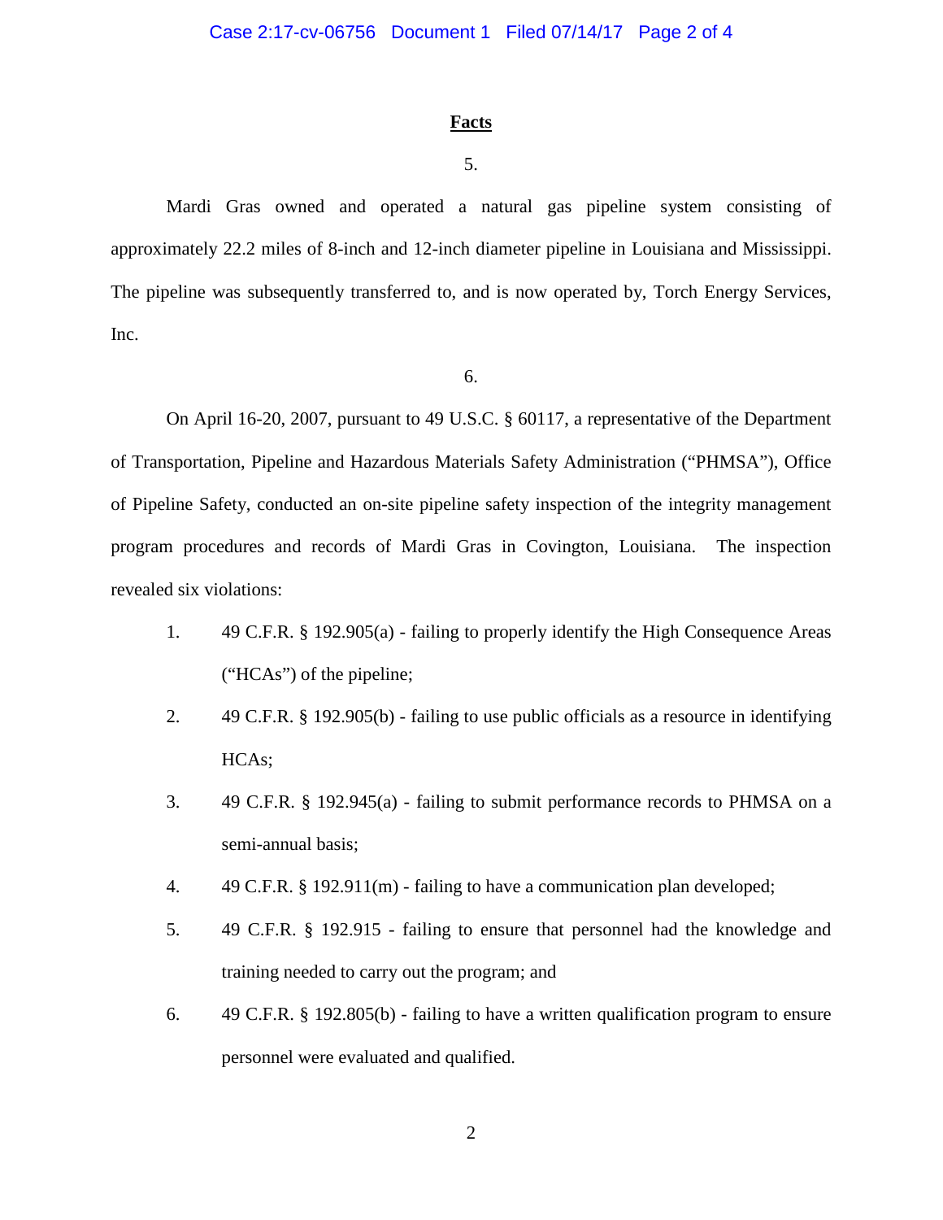## Facts

5.

Mardi Gras owned and operated a natural gas pipeline system consisting of approximately 22.2 miles of 8-inch and 12-inch diameter pipeline in Louisiana and Mississippi. The pipeline was subsequently transferred to, and is now operated by, Torch Energy Services, Inc.

6.

On April 16-20, 2007, pursuant to 49 U.S.C. § 60117, a representative of the Department of Transportation, Pipeline and Hazardous Materials Safety Administration ("PHMSA"), Office of Pipeline Safety, conducted an on-site pipeline safety inspection of the integrity management program procedures and records of Mardi Gras in Covington, Louisiana. The inspection revealed six violations:

1. 49 C.F.R. § 192.905(a) - failing to properly identify the High Consequence Areas ("HCAs") of the pipeline;
2. 49 C.F.R. § 192.905(b) - failing to use public officials as a resource in identifying HCAs;
3. 49 C.F.R. § 192.945(a) - failing to submit performance records to PHMSA on a semi-annual basis;
4. 49 C.F.R. § 192.911(m) - failing to have a communication plan developed;
5. 49 C.F.R. § 192.915 - failing to ensure that personnel had the knowledge and training needed to carry out the program; and
6. 49 C.F.R. § 192.805(b) - failing to have a written qualification program to ensure personnel were evaluated and qualified.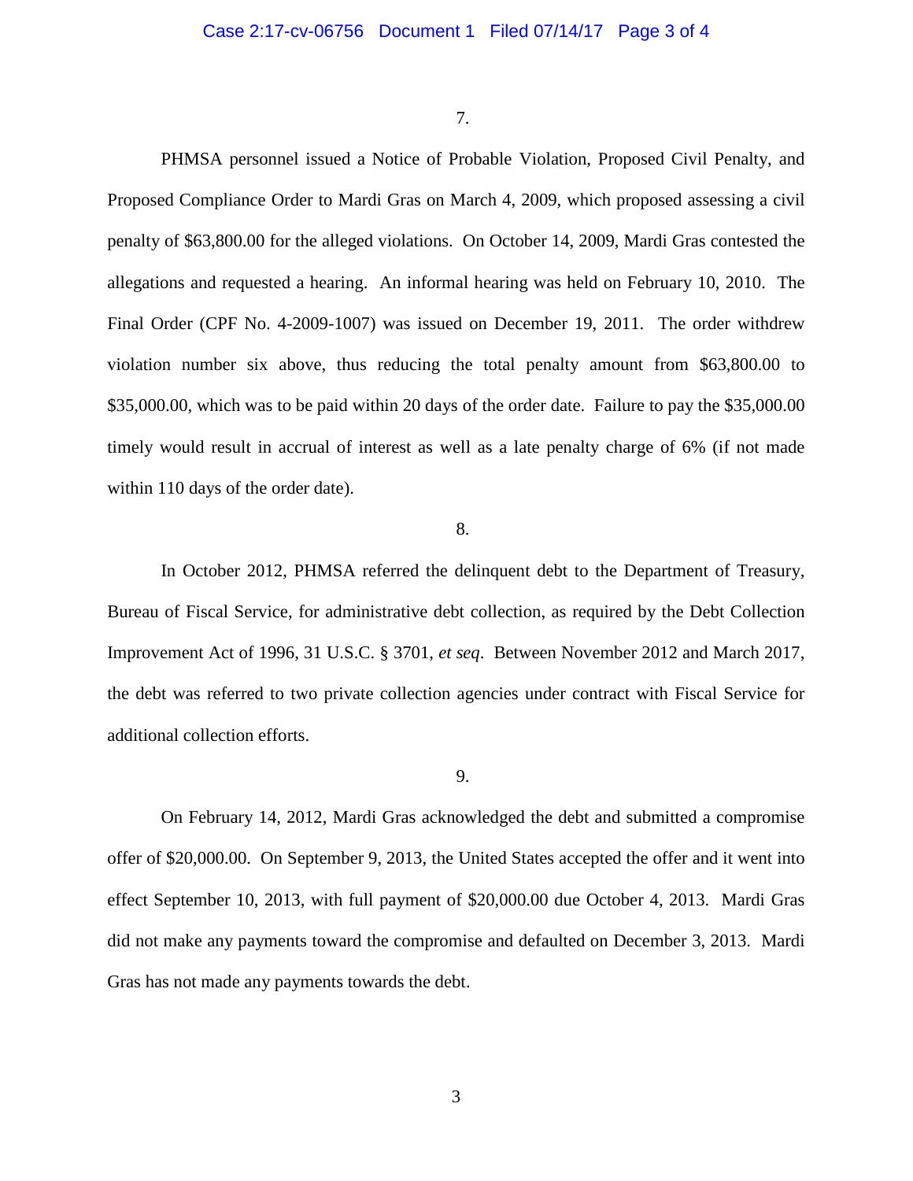7.

PHMSA personnel issued a Notice of Probable Violation, Proposed Civil Penalty, and Proposed Compliance Order to Mardi Gras on March 4, 2009, which proposed assessing a civil penalty of $63,800.00 for the alleged violations. On October 14, 2009, Mardi Gras contested the allegations and requested a hearing. An informal hearing was held on February 10, 2010. The Final Order (CPF No. 4-2009-1007) was issued on December 19, 2011. The order withdrew violation number six above, thus reducing the total penalty amount from $63,800.00 to $35,000.00, which was to be paid within 20 days of the order date. Failure to pay the $35,000.00 timely would result in accrual of interest as well as a late penalty charge of 6% (if not made within 110 days of the order date).

8.

In October 2012, PHMSA referred the delinquent debt to the Department of Treasury, Bureau of Fiscal Service, for administrative debt collection, as required by the Debt Collection Improvement Act of 1996, 31 U.S.C. § 3701, *et seq*. Between November 2012 and March 2017, the debt was referred to two private collection agencies under contract with Fiscal Service for additional collection efforts.

9.

On February 14, 2012, Mardi Gras acknowledged the debt and submitted a compromise offer of $20,000.00. On September 9, 2013, the United States accepted the offer and it went into effect September 10, 2013, with full payment of $20,000.00 due October 4, 2013. Mardi Gras did not make any payments toward the compromise and defaulted on December 3, 2013. Mardi Gras has not made any payments towards the debt.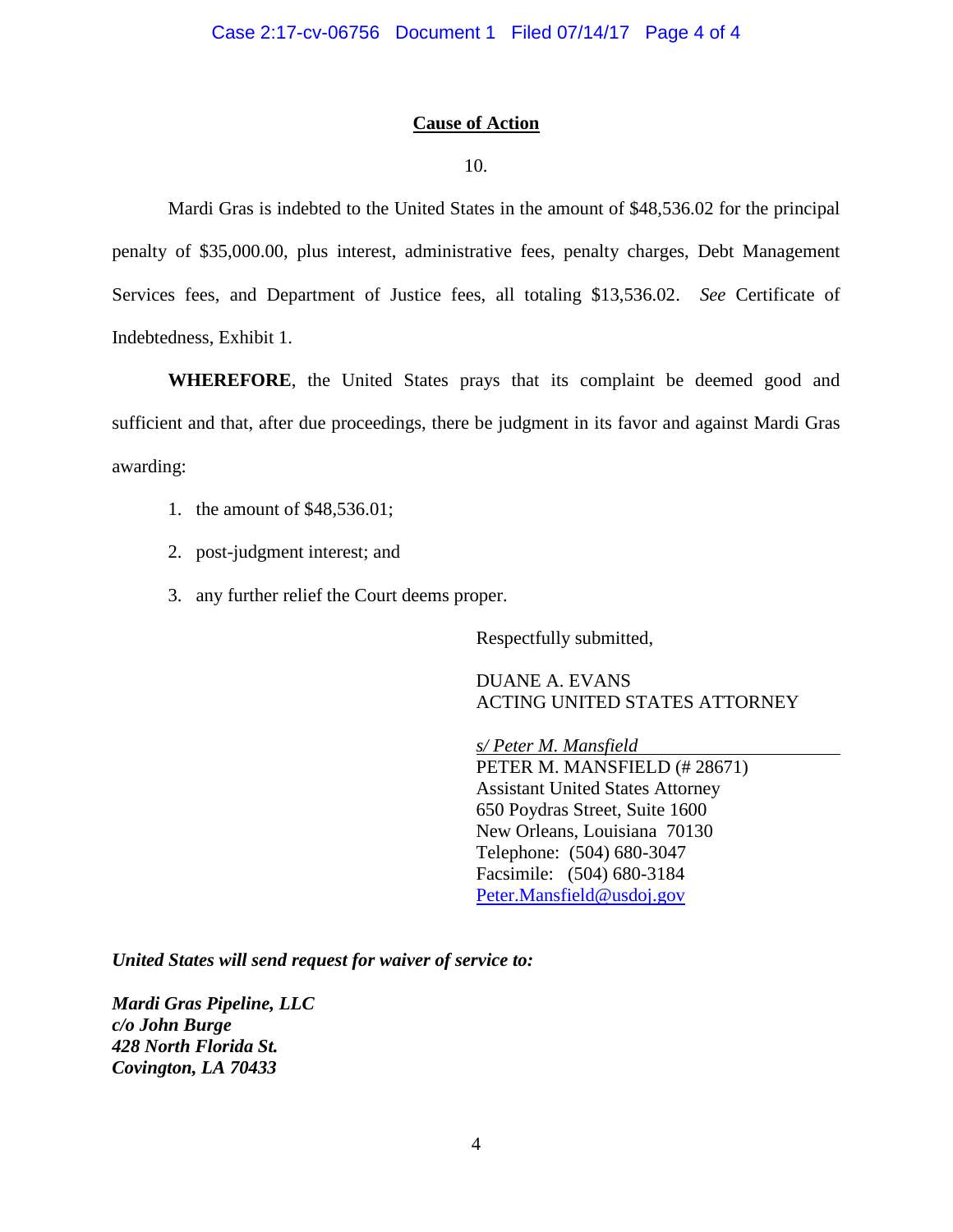## Cause of Action

10.

Mardi Gras is indebted to the United States in the amount of $48,536.02 for the principal penalty of $35,000.00, plus interest, administrative fees, penalty charges, Debt Management Services fees, and Department of Justice fees, all totaling $13,536.02. *See* Certificate of Indebtedness, Exhibit 1.

**WHEREFORE**, the United States prays that its complaint be deemed good and sufficient and that, after due proceedings, there be judgment in its favor and against Mardi Gras awarding:

1. the amount of $48,536.01;
2. post-judgment interest; and
3. any further relief the Court deems proper.

Respectfully submitted,

DUANE A. EVANS
ACTING UNITED STATES ATTORNEY

*s/ Peter M. Mansfield*
PETER M. MANSFIELD (# 28671)
Assistant United States Attorney
650 Poydras Street, Suite 1600
New Orleans, Louisiana 70130
Telephone: (504) 680-3047
Facsimile: (504) 680-3184
Peter.Mansfield@usdoj.gov

***United States will send request for waiver of service to:***

***Mardi Gras Pipeline, LLC***
***c/o John Burge***
***428 North Florida St.***
***Covington, LA 70433***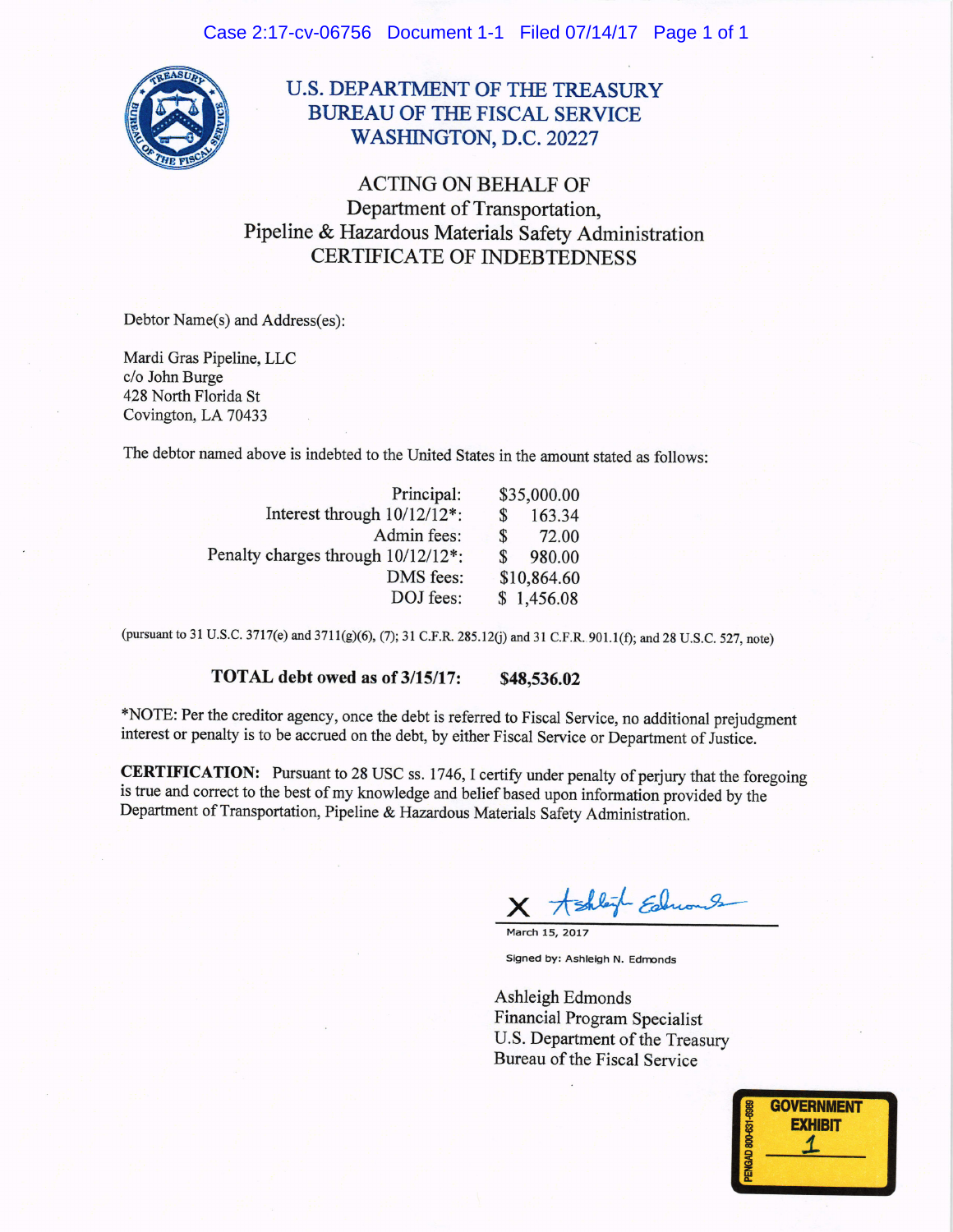# U.S. DEPARTMENT OF THE TREASURY
# BUREAU OF THE FISCAL SERVICE
# WASHINGTON, D.C. 20227

## ACTING ON BEHALF OF
## Department of Transportation,
## Pipeline & Hazardous Materials Safety Administration
## CERTIFICATE OF INDEBTEDNESS

Debtor Name(s) and Address(es):

Mardi Gras Pipeline, LLC
c/o John Burge
428 North Florida St
Covington, LA 70433

The debtor named above is indebted to the United States in the amount stated as follows:

| | |
|---|---|
| Principal: | $35,000.00 |
| Interest through 10/12/12*: | $ 163.34 |
| Admin fees: | $ 72.00 |
| Penalty charges through 10/12/12*: | $ 980.00 |
| DMS fees: | $10,864.60 |
| DOJ fees: | $ 1,456.08 |

(pursuant to 31 U.S.C. 3717(e) and 3711(g)(6), (7); 31 C.F.R. 285.12(j) and 31 C.F.R. 901.1(f); and 28 U.S.C. 527, note)

**TOTAL debt owed as of 3/15/17: $48,536.02**

*NOTE: Per the creditor agency, once the debt is referred to Fiscal Service, no additional prejudgment interest or penalty is to be accrued on the debt, by either Fiscal Service or Department of Justice.

**CERTIFICATION:** Pursuant to 28 USC ss. 1746, I certify under penalty of perjury that the foregoing is true and correct to the best of my knowledge and belief based upon information provided by the Department of Transportation, Pipeline & Hazardous Materials Safety Administration.

X Ashleigh Edmonds
March 15, 2017

Signed by: Ashleigh N. Edmonds

Ashleigh Edmonds
Financial Program Specialist
U.S. Department of the Treasury
Bureau of the Fiscal Service

GOVERNMENT EXHIBIT 1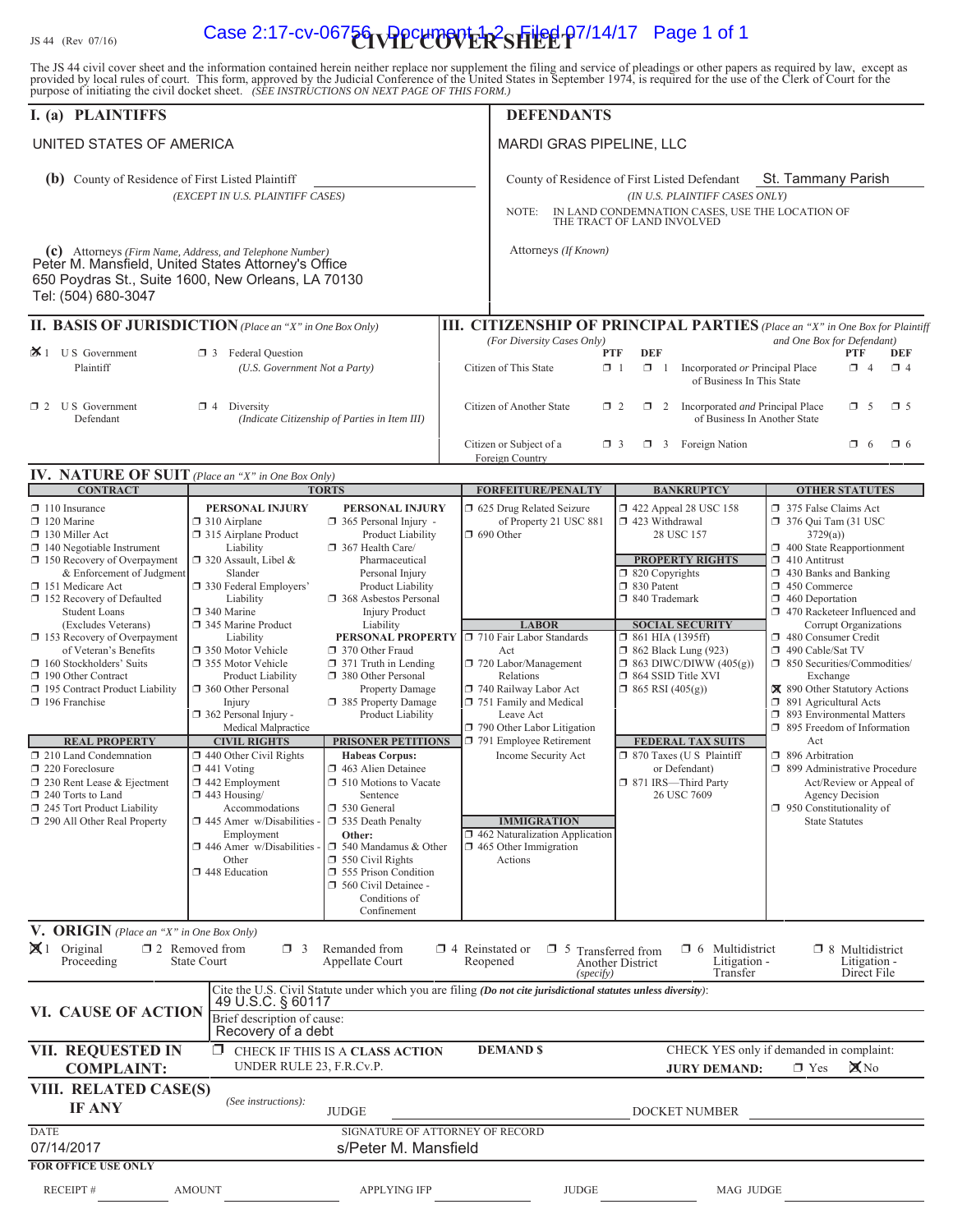JS 44 (Rev 07/16)

# CIVIL COVER SHEET

The JS 44 civil cover sheet and the information contained herein neither replace nor supplement the filing and service of pleadings or other papers as required by law, except as provided by local rules of court. This form, approved by the Judicial Conference of the United States in September 1974, is required for the use of the Clerk of Court for the purpose of initiating the civil docket sheet. *(SEE INSTRUCTIONS ON NEXT PAGE OF THIS FORM.)*

## I. (a) PLAINTIFFS

UNITED STATES OF AMERICA

**(b)** County of Residence of First Listed Plaintiff
*(EXCEPT IN U.S. PLAINTIFF CASES)*

**(c)** Attorneys *(Firm Name, Address, and Telephone Number)*
Peter M. Mansfield, United States Attorney's Office
650 Poydras St., Suite 1600, New Orleans, LA 70130
Tel: (504) 680-3047

## DEFENDANTS

MARDI GRAS PIPELINE, LLC

County of Residence of First Listed Defendant: St. Tammany Parish
*(IN U.S. PLAINTIFF CASES ONLY)*

NOTE: IN LAND CONDEMNATION CASES, USE THE LOCATION OF THE TRACT OF LAND INVOLVED

Attorneys *(If Known)*

## II. BASIS OF JURISDICTION *(Place an "X" in One Box Only)*

- ☒ 1 U.S. Government Plaintiff
- ☐ 3 Federal Question *(U.S. Government Not a Party)*
- ☐ 2 U.S. Government Defendant
- ☐ 4 Diversity *(Indicate Citizenship of Parties in Item III)*

## III. CITIZENSHIP OF PRINCIPAL PARTIES *(Place an "X" in One Box for Plaintiff and One Box for Defendant)* *(For Diversity Cases Only)*

| | PTF | DEF | | PTF | DEF |
|---|---|---|---|---|---|
| Citizen of This State | ☐ 1 | ☐ 1 | Incorporated *or* Principal Place of Business In This State | ☐ 4 | ☐ 4 |
| Citizen of Another State | ☐ 2 | ☐ 2 | Incorporated *and* Principal Place of Business In Another State | ☐ 5 | ☐ 5 |
| Citizen or Subject of a Foreign Country | ☐ 3 | ☐ 3 | Foreign Nation | ☐ 6 | ☐ 6 |

## IV. NATURE OF SUIT *(Place an "X" in One Box Only)*

**CONTRACT**
- ☐ 110 Insurance
- ☐ 120 Marine
- ☐ 130 Miller Act
- ☐ 140 Negotiable Instrument
- ☐ 150 Recovery of Overpayment & Enforcement of Judgment
- ☐ 151 Medicare Act
- ☐ 152 Recovery of Defaulted Student Loans (Excludes Veterans)
- ☐ 153 Recovery of Overpayment of Veteran's Benefits
- ☐ 160 Stockholders' Suits
- ☐ 190 Other Contract
- ☐ 195 Contract Product Liability
- ☐ 196 Franchise

**REAL PROPERTY**
- ☐ 210 Land Condemnation
- ☐ 220 Foreclosure
- ☐ 230 Rent Lease & Ejectment
- ☐ 240 Torts to Land
- ☐ 245 Tort Product Liability
- ☐ 290 All Other Real Property

**TORTS**

PERSONAL INJURY
- ☐ 310 Airplane
- ☐ 315 Airplane Product Liability
- ☐ 320 Assault, Libel & Slander
- ☐ 330 Federal Employers' Liability
- ☐ 340 Marine
- ☐ 345 Marine Product Liability
- ☐ 350 Motor Vehicle
- ☐ 355 Motor Vehicle Product Liability
- ☐ 360 Other Personal Injury
- ☐ 362 Personal Injury - Medical Malpractice

PERSONAL INJURY
- ☐ 365 Personal Injury - Product Liability
- ☐ 367 Health Care/ Pharmaceutical Personal Injury Product Liability
- ☐ 368 Asbestos Personal Injury Product Liability

PERSONAL PROPERTY
- ☐ 370 Other Fraud
- ☐ 371 Truth in Lending
- ☐ 380 Other Personal Property Damage
- ☐ 385 Property Damage Product Liability

**CIVIL RIGHTS**
- ☐ 440 Other Civil Rights
- ☐ 441 Voting
- ☐ 442 Employment
- ☐ 443 Housing/ Accommodations
- ☐ 445 Amer. w/Disabilities - Employment
- ☐ 446 Amer. w/Disabilities - Other
- ☐ 448 Education

**PRISONER PETITIONS**

Habeas Corpus:
- ☐ 463 Alien Detainee
- ☐ 510 Motions to Vacate Sentence
- ☐ 530 General
- ☐ 535 Death Penalty

Other:
- ☐ 540 Mandamus & Other
- ☐ 550 Civil Rights
- ☐ 555 Prison Condition
- ☐ 560 Civil Detainee - Conditions of Confinement

**FORFEITURE/PENALTY**
- ☐ 625 Drug Related Seizure of Property 21 USC 881
- ☐ 690 Other

**LABOR**
- ☐ 710 Fair Labor Standards Act
- ☐ 720 Labor/Management Relations
- ☐ 740 Railway Labor Act
- ☐ 751 Family and Medical Leave Act
- ☐ 790 Other Labor Litigation
- ☐ 791 Employee Retirement Income Security Act

**IMMIGRATION**
- ☐ 462 Naturalization Application
- ☐ 465 Other Immigration Actions

**BANKRUPTCY**
- ☐ 422 Appeal 28 USC 158
- ☐ 423 Withdrawal 28 USC 157

**PROPERTY RIGHTS**
- ☐ 820 Copyrights
- ☐ 830 Patent
- ☐ 840 Trademark

**SOCIAL SECURITY**
- ☐ 861 HIA (1395ff)
- ☐ 862 Black Lung (923)
- ☐ 863 DIWC/DIWW (405(g))
- ☐ 864 SSID Title XVI
- ☐ 865 RSI (405(g))

**FEDERAL TAX SUITS**
- ☐ 870 Taxes (U.S. Plaintiff or Defendant)
- ☐ 871 IRS—Third Party 26 USC 7609

**OTHER STATUTES**
- ☐ 375 False Claims Act
- ☐ 376 Qui Tam (31 USC 3729(a))
- ☐ 400 State Reapportionment
- ☐ 410 Antitrust
- ☐ 430 Banks and Banking
- ☐ 450 Commerce
- ☐ 460 Deportation
- ☐ 470 Racketeer Influenced and Corrupt Organizations
- ☐ 480 Consumer Credit
- ☐ 490 Cable/Sat TV
- ☐ 850 Securities/Commodities/ Exchange
- ☒ 890 Other Statutory Actions
- ☐ 891 Agricultural Acts
- ☐ 893 Environmental Matters
- ☐ 895 Freedom of Information Act
- ☐ 896 Arbitration
- ☐ 899 Administrative Procedure Act/Review or Appeal of Agency Decision
- ☐ 950 Constitutionality of State Statutes

## V. ORIGIN *(Place an "X" in One Box Only)*

- ☒ 1 Original Proceeding
- ☐ 2 Removed from State Court
- ☐ 3 Remanded from Appellate Court
- ☐ 4 Reinstated or Reopened
- ☐ 5 Transferred from Another District *(specify)*
- ☐ 6 Multidistrict Litigation - Transfer
- ☐ 8 Multidistrict Litigation - Direct File

## VI. CAUSE OF ACTION

Cite the U.S. Civil Statute under which you are filing *(Do not cite jurisdictional statutes unless diversity)*:
49 U.S.C. § 60117

Brief description of cause:
Recovery of a debt

## VII. REQUESTED IN COMPLAINT:

☐ CHECK IF THIS IS A **CLASS ACTION** UNDER RULE 23, F.R.Cv.P.

**DEMAND $**

CHECK YES only if demanded in complaint:
**JURY DEMAND:** ☐ Yes ☒ No

## VIII. RELATED CASE(S) IF ANY

*(See instructions):* JUDGE ______ DOCKET NUMBER ______

DATE: 07/14/2017

SIGNATURE OF ATTORNEY OF RECORD: s/Peter M. Mansfield

**FOR OFFICE USE ONLY**

RECEIPT # ______ AMOUNT ______ APPLYING IFP ______ JUDGE ______ MAG. JUDGE ______